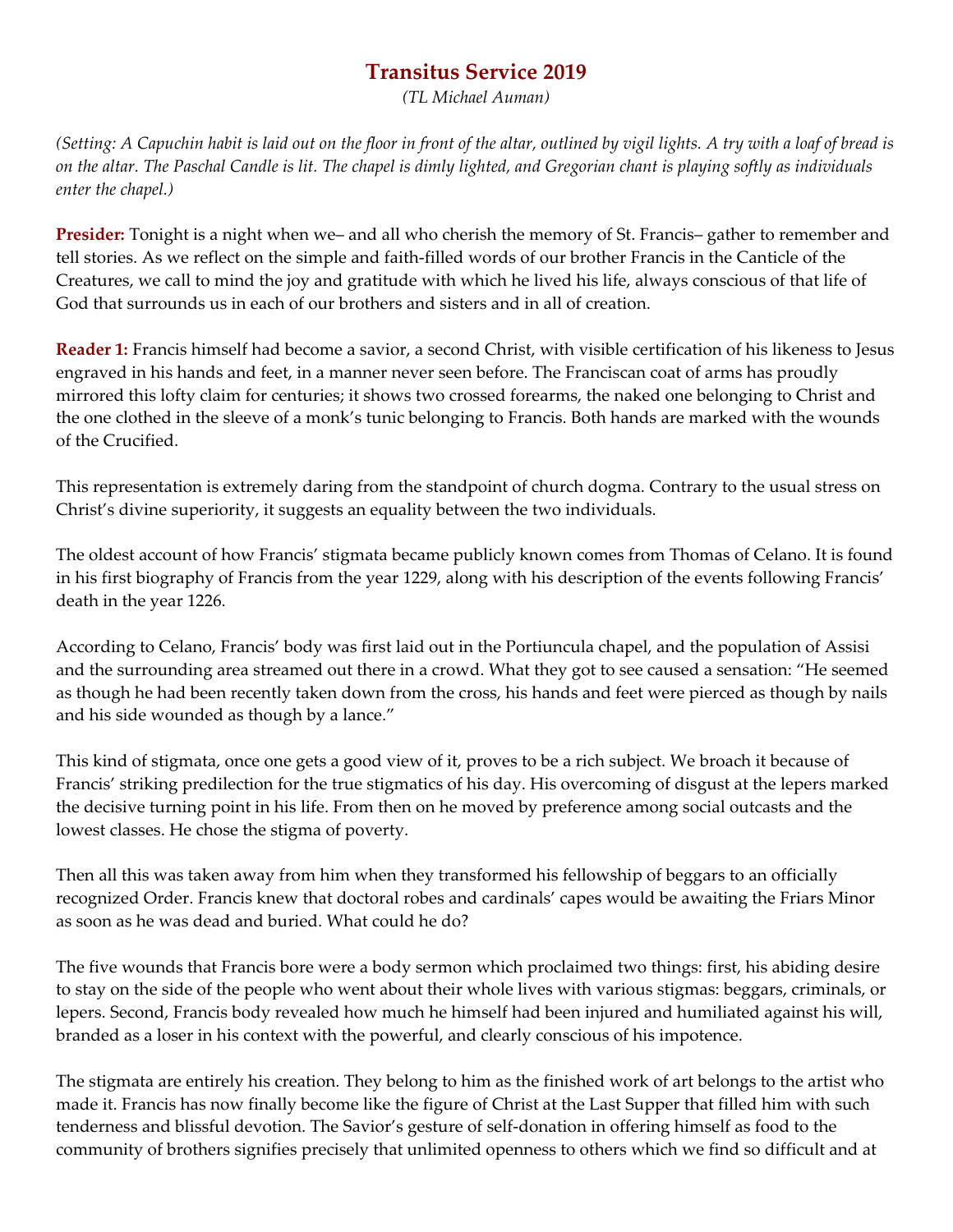# Transitus Service 2019

*(TL Michael Auman)*

*(Setting: A Capuchin habit is laid out on the floor in front of the altar, outlined by vigil lights. A try with a loaf of bread is on the altar. The Paschal Candle is lit. The chapel is dimly lighted, and Gregorian chant is playing softly as individuals enter the chapel.)*

**Presider:** Tonight is a night when we– and all who cherish the memory of St. Francis– gather to remember and tell stories. As we reflect on the simple and faith-filled words of our brother Francis in the Canticle of the Creatures, we call to mind the joy and gratitude with which he lived his life, always conscious of that life of God that surrounds us in each of our brothers and sisters and in all of creation.

**Reader 1:** Francis himself had become a savior, a second Christ, with visible certification of his likeness to Jesus engraved in his hands and feet, in a manner never seen before. The Franciscan coat of arms has proudly mirrored this lofty claim for centuries; it shows two crossed forearms, the naked one belonging to Christ and the one clothed in the sleeve of a monk's tunic belonging to Francis. Both hands are marked with the wounds of the Crucified.

This representation is extremely daring from the standpoint of church dogma. Contrary to the usual stress on Christ's divine superiority, it suggests an equality between the two individuals.

The oldest account of how Francis' stigmata became publicly known comes from Thomas of Celano. It is found in his first biography of Francis from the year 1229, along with his description of the events following Francis' death in the year 1226.

According to Celano, Francis' body was first laid out in the Portiuncula chapel, and the population of Assisi and the surrounding area streamed out there in a crowd. What they got to see caused a sensation: "He seemed as though he had been recently taken down from the cross, his hands and feet were pierced as though by nails and his side wounded as though by a lance."

This kind of stigmata, once one gets a good view of it, proves to be a rich subject. We broach it because of Francis' striking predilection for the true stigmatics of his day. His overcoming of disgust at the lepers marked the decisive turning point in his life. From then on he moved by preference among social outcasts and the lowest classes. He chose the stigma of poverty.

Then all this was taken away from him when they transformed his fellowship of beggars to an officially recognized Order. Francis knew that doctoral robes and cardinals' capes would be awaiting the Friars Minor as soon as he was dead and buried. What could he do?

The five wounds that Francis bore were a body sermon which proclaimed two things: first, his abiding desire to stay on the side of the people who went about their whole lives with various stigmas: beggars, criminals, or lepers. Second, Francis body revealed how much he himself had been injured and humiliated against his will, branded as a loser in his context with the powerful, and clearly conscious of his impotence.

The stigmata are entirely his creation. They belong to him as the finished work of art belongs to the artist who made it. Francis has now finally become like the figure of Christ at the Last Supper that filled him with such tenderness and blissful devotion. The Savior's gesture of self-donation in offering himself as food to the community of brothers signifies precisely that unlimited openness to others which we find so difficult and at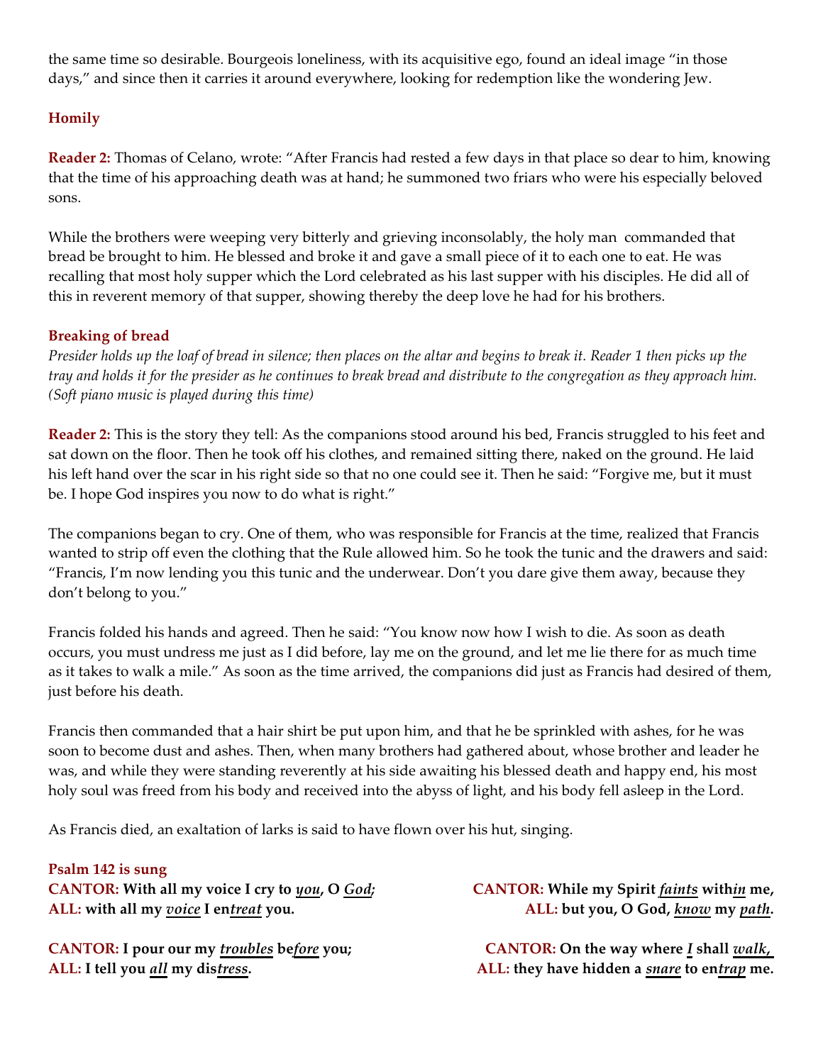the same time so desirable. Bourgeois loneliness, with its acquisitive ego, found an ideal image "in those days," and since then it carries it around everywhere, looking for redemption like the wondering Jew.

**Homily**

**Reader 2:** Thomas of Celano, wrote: "After Francis had rested a few days in that place so dear to him, knowing that the time of his approaching death was at hand; he summoned two friars who were his especially beloved sons.

While the brothers were weeping very bitterly and grieving inconsolably, the holy man commanded that bread be brought to him. He blessed and broke it and gave a small piece of it to each one to eat. He was recalling that most holy supper which the Lord celebrated as his last supper with his disciples. He did all of this in reverent memory of that supper, showing thereby the deep love he had for his brothers.

**Breaking of bread**

*Presider holds up the loaf of bread in silence; then places on the altar and begins to break it. Reader 1 then picks up the tray and holds it for the presider as he continues to break bread and distribute to the congregation as they approach him. (Soft piano music is played during this time)*

**Reader 2:** This is the story they tell: As the companions stood around his bed, Francis struggled to his feet and sat down on the floor. Then he took off his clothes, and remained sitting there, naked on the ground. He laid his left hand over the scar in his right side so that no one could see it. Then he said: "Forgive me, but it must be. I hope God inspires you now to do what is right."

The companions began to cry. One of them, who was responsible for Francis at the time, realized that Francis wanted to strip off even the clothing that the Rule allowed him. So he took the tunic and the drawers and said: "Francis, I'm now lending you this tunic and the underwear. Don't you dare give them away, because they don't belong to you."

Francis folded his hands and agreed. Then he said: "You know now how I wish to die. As soon as death occurs, you must undress me just as I did before, lay me on the ground, and let me lie there for as much time as it takes to walk a mile." As soon as the time arrived, the companions did just as Francis had desired of them, just before his death.

Francis then commanded that a hair shirt be put upon him, and that he be sprinkled with ashes, for he was soon to become dust and ashes. Then, when many brothers had gathered about, whose brother and leader he was, and while they were standing reverently at his side awaiting his blessed death and happy end, his most holy soul was freed from his body and received into the abyss of light, and his body fell asleep in the Lord.

As Francis died, an exaltation of larks is said to have flown over his hut, singing.

**Psalm 142 is sung**

**CANTOR: With all my voice I cry to *you*, O *God;***
**ALL: with all my *voice* I en*treat* you.**

**CANTOR: I pour our my *troubles* be*fore* you;**
**ALL: I tell you *all* my dis*tress*.**

**CANTOR: While my Spirit *faints* with*in* me,**
**ALL: but you, O God, *know* my *path*.**

**CANTOR: On the way where *I* shall *walk*,**
**ALL: they have hidden a *snare* to en*trap* me.**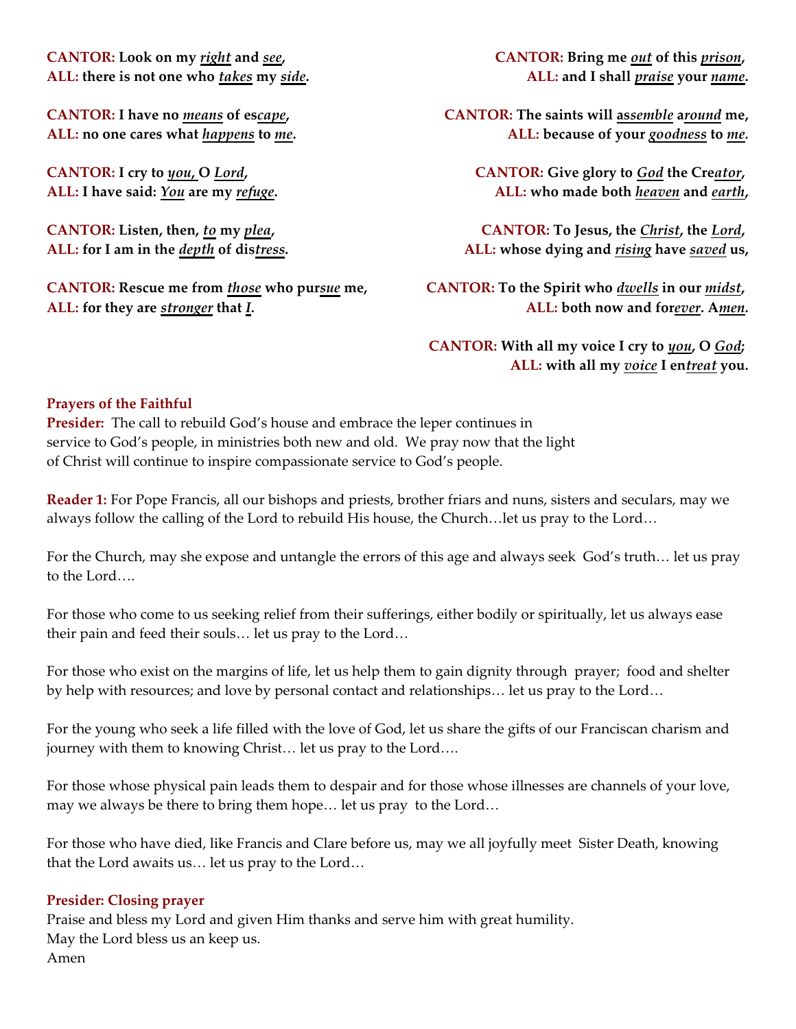**CANTOR:** **Look on my *right* and *see*,**
**ALL:** **there is not one who *takes* my *side*.**

**CANTOR:** **I have no *means* of es*cape*,**
**ALL:** **no one cares what *happens* to *me*.**

**CANTOR:** **I cry to *you*, O *Lord*,**
**ALL:** **I have said: *You* are my *refuge*.**

**CANTOR:** **Listen, then, *to* my *plea*,**
**ALL:** **for I am in the *depth* of dis*tress*.**

**CANTOR:** **Rescue me from *those* who pur*sue* me,**
**ALL:** **for they are *stronger* that *I*.**

**CANTOR:** **Bring me *out* of this *prison*,**
**ALL:** **and I shall *praise* your *name*.**

**CANTOR:** **The saints will as*semble* a*round* me,**
**ALL:** **because of your *goodness* to *me*.**

**CANTOR:** **Give glory to *God* the Cre*ator*,**
**ALL:** **who made both *heaven* and *earth*,**

**CANTOR:** **To Jesus, the *Christ*, the *Lord*,**
**ALL:** **whose dying and *rising* have *saved* us,**

**CANTOR:** **To the Spirit who *dwells* in our *midst*,**
**ALL:** **both now and for*ever*. A*men*.**

**CANTOR:** **With all my voice I cry to *you*, O *God*;**
**ALL:** **with all my *voice* I en*treat* you.**

**Prayers of the Faithful**

**Presider:** The call to rebuild God's house and embrace the leper continues in service to God's people, in ministries both new and old. We pray now that the light of Christ will continue to inspire compassionate service to God's people.

**Reader 1:** For Pope Francis, all our bishops and priests, brother friars and nuns, sisters and seculars, may we always follow the calling of the Lord to rebuild His house, the Church…let us pray to the Lord…

For the Church, may she expose and untangle the errors of this age and always seek God's truth… let us pray to the Lord….

For those who come to us seeking relief from their sufferings, either bodily or spiritually, let us always ease their pain and feed their souls… let us pray to the Lord…

For those who exist on the margins of life, let us help them to gain dignity through prayer; food and shelter by help with resources; and love by personal contact and relationships… let us pray to the Lord…

For the young who seek a life filled with the love of God, let us share the gifts of our Franciscan charism and journey with them to knowing Christ… let us pray to the Lord….

For those whose physical pain leads them to despair and for those whose illnesses are channels of your love, may we always be there to bring them hope… let us pray to the Lord…

For those who have died, like Francis and Clare before us, may we all joyfully meet Sister Death, knowing that the Lord awaits us… let us pray to the Lord…

**Presider: Closing prayer**

Praise and bless my Lord and given Him thanks and serve him with great humility.
May the Lord bless us an keep us.
Amen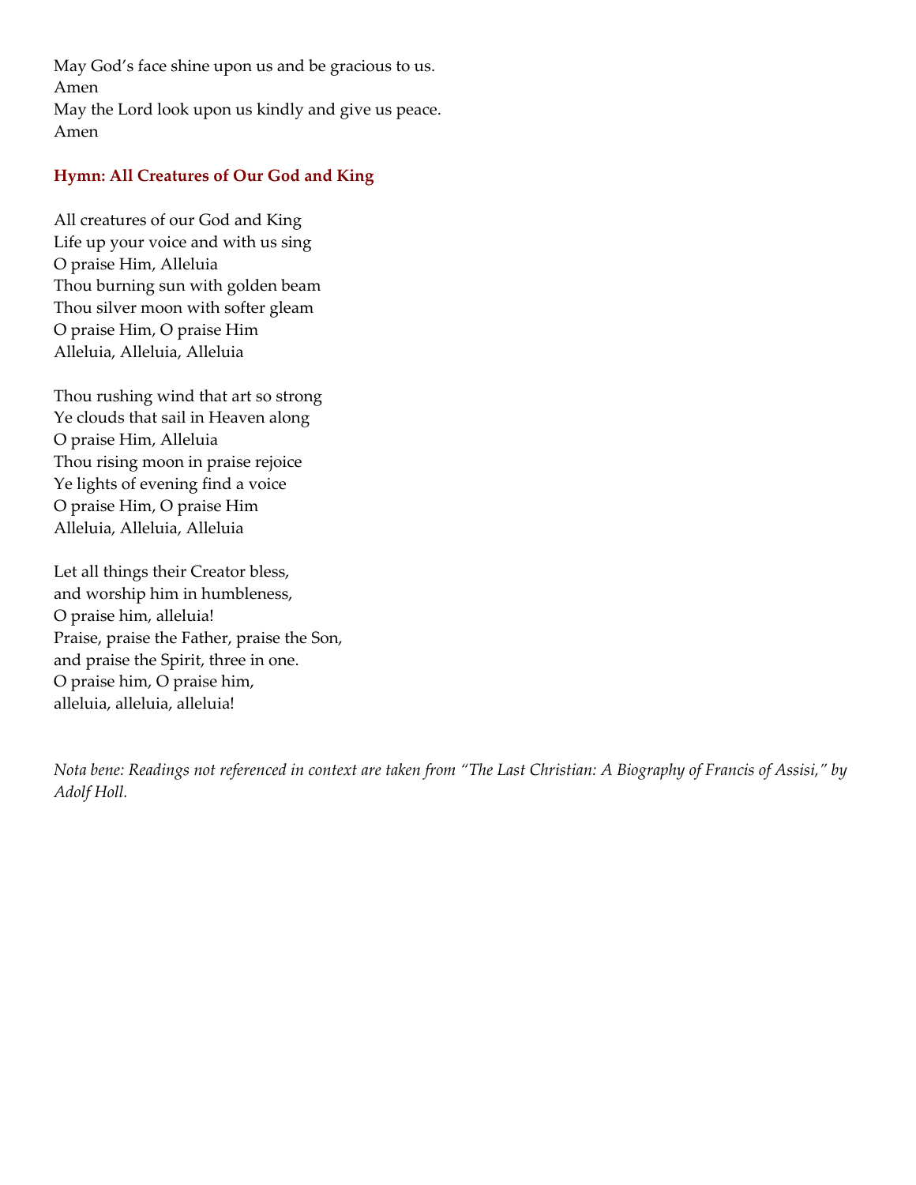May God's face shine upon us and be gracious to us.
Amen
May the Lord look upon us kindly and give us peace.
Amen

### Hymn: All Creatures of Our God and King

All creatures of our God and King
Life up your voice and with us sing
O praise Him, Alleluia
Thou burning sun with golden beam
Thou silver moon with softer gleam
O praise Him, O praise Him
Alleluia, Alleluia, Alleluia

Thou rushing wind that art so strong
Ye clouds that sail in Heaven along
O praise Him, Alleluia
Thou rising moon in praise rejoice
Ye lights of evening find a voice
O praise Him, O praise Him
Alleluia, Alleluia, Alleluia

Let all things their Creator bless,
and worship him in humbleness,
O praise him, alleluia!
Praise, praise the Father, praise the Son,
and praise the Spirit, three in one.
O praise him, O praise him,
alleluia, alleluia, alleluia!

*Nota bene: Readings not referenced in context are taken from "The Last Christian: A Biography of Francis of Assisi," by Adolf Holl.*